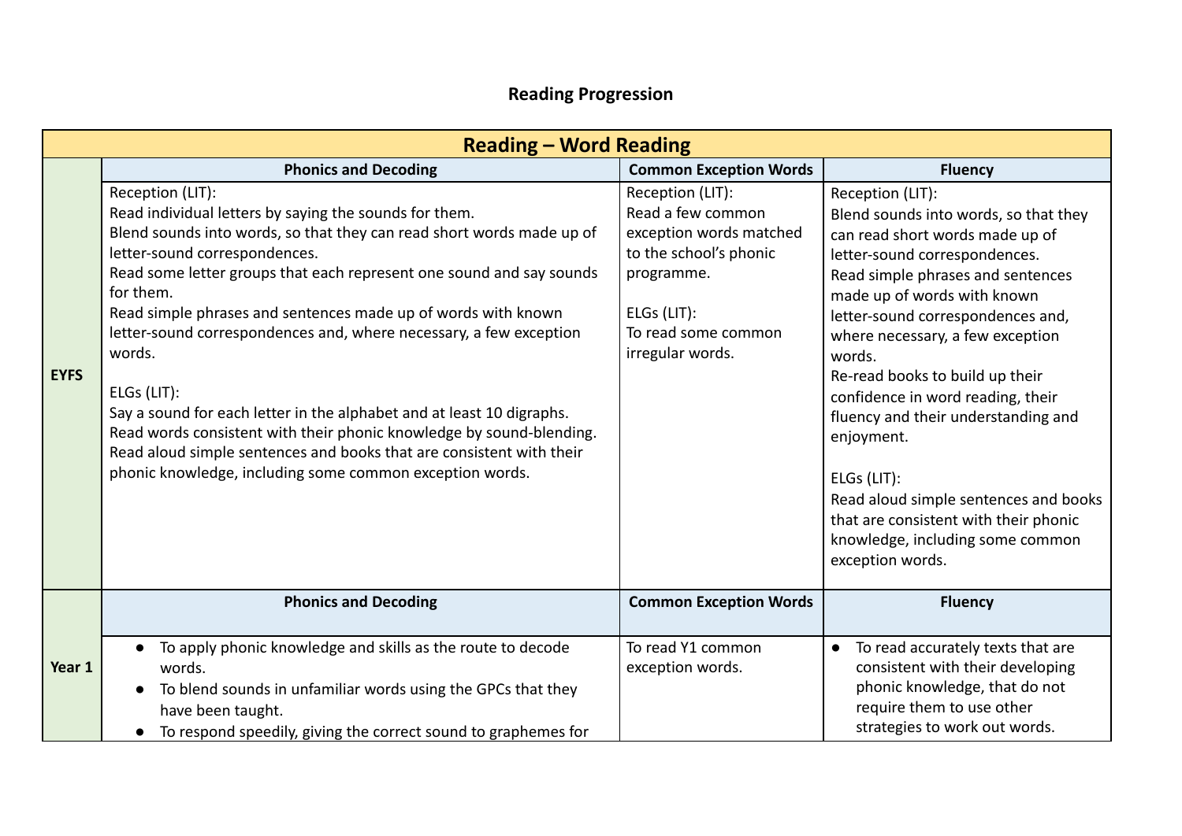# Reading Progression

| Reading – Word Reading | | | |
|---|---|---|---|
| | **Phonics and Decoding** | **Common Exception Words** | **Fluency** |
| **EYFS** | Reception (LIT):<br>Read individual letters by saying the sounds for them.<br>Blend sounds into words, so that they can read short words made up of letter-sound correspondences.<br>Read some letter groups that each represent one sound and say sounds for them.<br>Read simple phrases and sentences made up of words with known letter-sound correspondences and, where necessary, a few exception words.<br><br>ELGs (LIT):<br>Say a sound for each letter in the alphabet and at least 10 digraphs.<br>Read words consistent with their phonic knowledge by sound-blending.<br>Read aloud simple sentences and books that are consistent with their phonic knowledge, including some common exception words. | Reception (LIT):<br>Read a few common exception words matched to the school's phonic programme.<br><br>ELGs (LIT):<br>To read some common irregular words. | Reception (LIT):<br>Blend sounds into words, so that they can read short words made up of letter-sound correspondences.<br>Read simple phrases and sentences made up of words with known letter-sound correspondences and, where necessary, a few exception words.<br>Re-read books to build up their confidence in word reading, their fluency and their understanding and enjoyment.<br><br>ELGs (LIT):<br>Read aloud simple sentences and books that are consistent with their phonic knowledge, including some common exception words. |
| | **Phonics and Decoding** | **Common Exception Words** | **Fluency** |
| **Year 1** | • To apply phonic knowledge and skills as the route to decode words.<br>• To blend sounds in unfamiliar words using the GPCs that they have been taught.<br>• To respond speedily, giving the correct sound to graphemes for | To read Y1 common exception words. | • To read accurately texts that are consistent with their developing phonic knowledge, that do not require them to use other strategies to work out words. |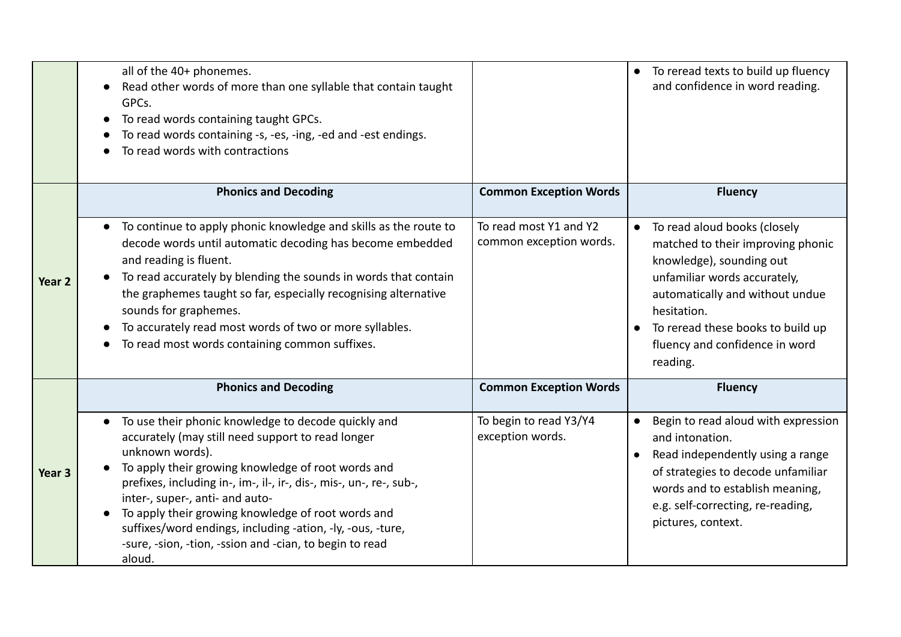| | | | |
|---|---|---|---|
| | all of the 40+ phonemes.<br>• Read other words of more than one syllable that contain taught GPCs.<br>• To read words containing taught GPCs.<br>• To read words containing -s, -es, -ing, -ed and -est endings.<br>• To read words with contractions | | • To reread texts to build up fluency and confidence in word reading. |
| **Year 2** | **Phonics and Decoding** | **Common Exception Words** | **Fluency** |
| | • To continue to apply phonic knowledge and skills as the route to decode words until automatic decoding has become embedded and reading is fluent.<br>• To read accurately by blending the sounds in words that contain the graphemes taught so far, especially recognising alternative sounds for graphemes.<br>• To accurately read most words of two or more syllables.<br>• To read most words containing common suffixes. | To read most Y1 and Y2 common exception words. | • To read aloud books (closely matched to their improving phonic knowledge), sounding out unfamiliar words accurately, automatically and without undue hesitation.<br>• To reread these books to build up fluency and confidence in word reading. |
| **Year 3** | **Phonics and Decoding** | **Common Exception Words** | **Fluency** |
| | • To use their phonic knowledge to decode quickly and accurately (may still need support to read longer unknown words).<br>• To apply their growing knowledge of root words and prefixes, including in-, im-, il-, ir-, dis-, mis-, un-, re-, sub-, inter-, super-, anti- and auto-<br>• To apply their growing knowledge of root words and suffixes/word endings, including -ation, -ly, -ous, -ture, -sure, -sion, -tion, -ssion and -cian, to begin to read aloud. | To begin to read Y3/Y4 exception words. | • Begin to read aloud with expression and intonation.<br>• Read independently using a range of strategies to decode unfamiliar words and to establish meaning, e.g. self-correcting, re-reading, pictures, context. |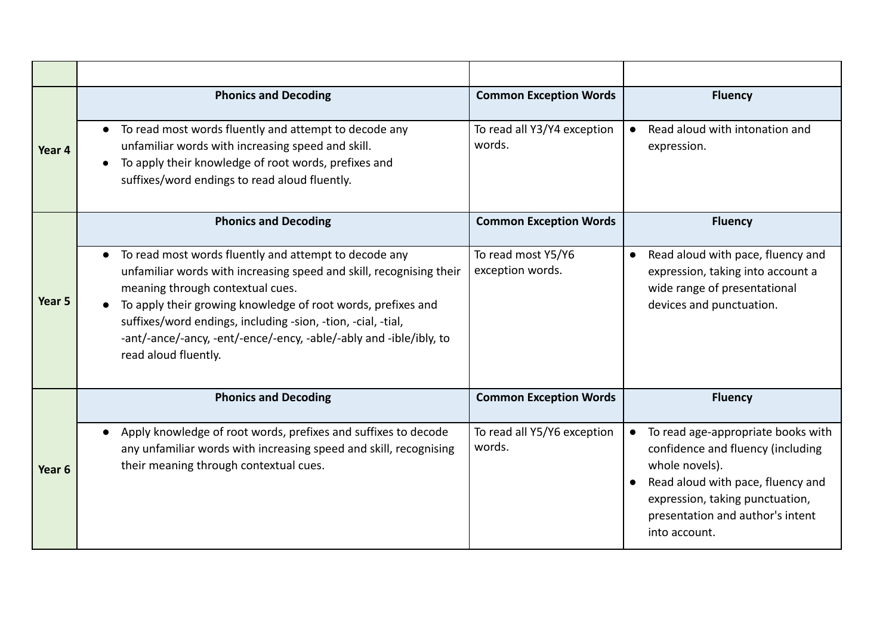| | | | |
|---|---|---|---|
| | **Phonics and Decoding** | **Common Exception Words** | **Fluency** |
| **Year 4** | • To read most words fluently and attempt to decode any unfamiliar words with increasing speed and skill.<br>• To apply their knowledge of root words, prefixes and suffixes/word endings to read aloud fluently. | To read all Y3/Y4 exception words. | • Read aloud with intonation and expression. |
| | **Phonics and Decoding** | **Common Exception Words** | **Fluency** |
| **Year 5** | • To read most words fluently and attempt to decode any unfamiliar words with increasing speed and skill, recognising their meaning through contextual cues.<br>• To apply their growing knowledge of root words, prefixes and suffixes/word endings, including -sion, -tion, -cial, -tial, -ant/-ance/-ancy, -ent/-ence/-ency, -able/-ably and -ible/ibly, to read aloud fluently. | To read most Y5/Y6 exception words. | • Read aloud with pace, fluency and expression, taking into account a wide range of presentational devices and punctuation. |
| | **Phonics and Decoding** | **Common Exception Words** | **Fluency** |
| **Year 6** | • Apply knowledge of root words, prefixes and suffixes to decode any unfamiliar words with increasing speed and skill, recognising their meaning through contextual cues. | To read all Y5/Y6 exception words. | • To read age-appropriate books with confidence and fluency (including whole novels).<br>• Read aloud with pace, fluency and expression, taking punctuation, presentation and author's intent into account. |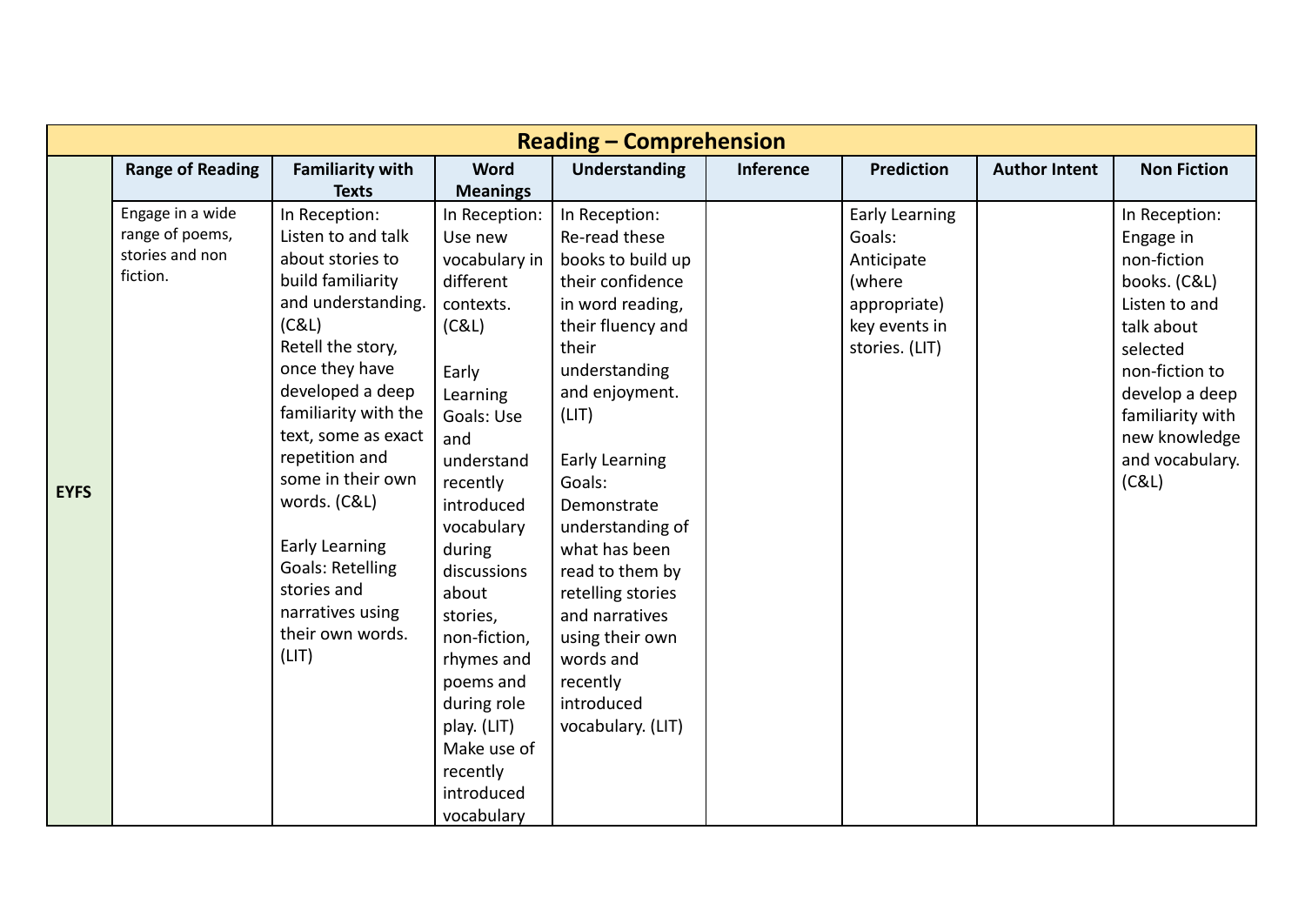| Reading – Comprehension | | | | | | | | |
|---|---|---|---|---|---|---|---|---|
| | Range of Reading | Familiarity with Texts | Word Meanings | Understanding | Inference | Prediction | Author Intent | Non Fiction |
| EYFS | Engage in a wide range of poems, stories and non fiction. | In Reception: Listen to and talk about stories to build familiarity and understanding. (C&L) Retell the story, once they have developed a deep familiarity with the text, some as exact repetition and some in their own words. (C&L)<br><br>Early Learning Goals: Retelling stories and narratives using their own words. (LIT) | In Reception: Use new vocabulary in different contexts. (C&L)<br><br>Early Learning Goals: Use and understand recently introduced vocabulary during discussions about stories, non-fiction, rhymes and poems and during role play. (LIT) Make use of recently introduced vocabulary | In Reception: Re-read these books to build up their confidence in word reading, their fluency and their understanding and enjoyment. (LIT)<br><br>Early Learning Goals: Demonstrate understanding of what has been read to them by retelling stories and narratives using their own words and recently introduced vocabulary. (LIT) | | Early Learning Goals: Anticipate (where appropriate) key events in stories. (LIT) | | In Reception: Engage in non-fiction books. (C&L) Listen to and talk about selected non-fiction to develop a deep familiarity with new knowledge and vocabulary. (C&L) |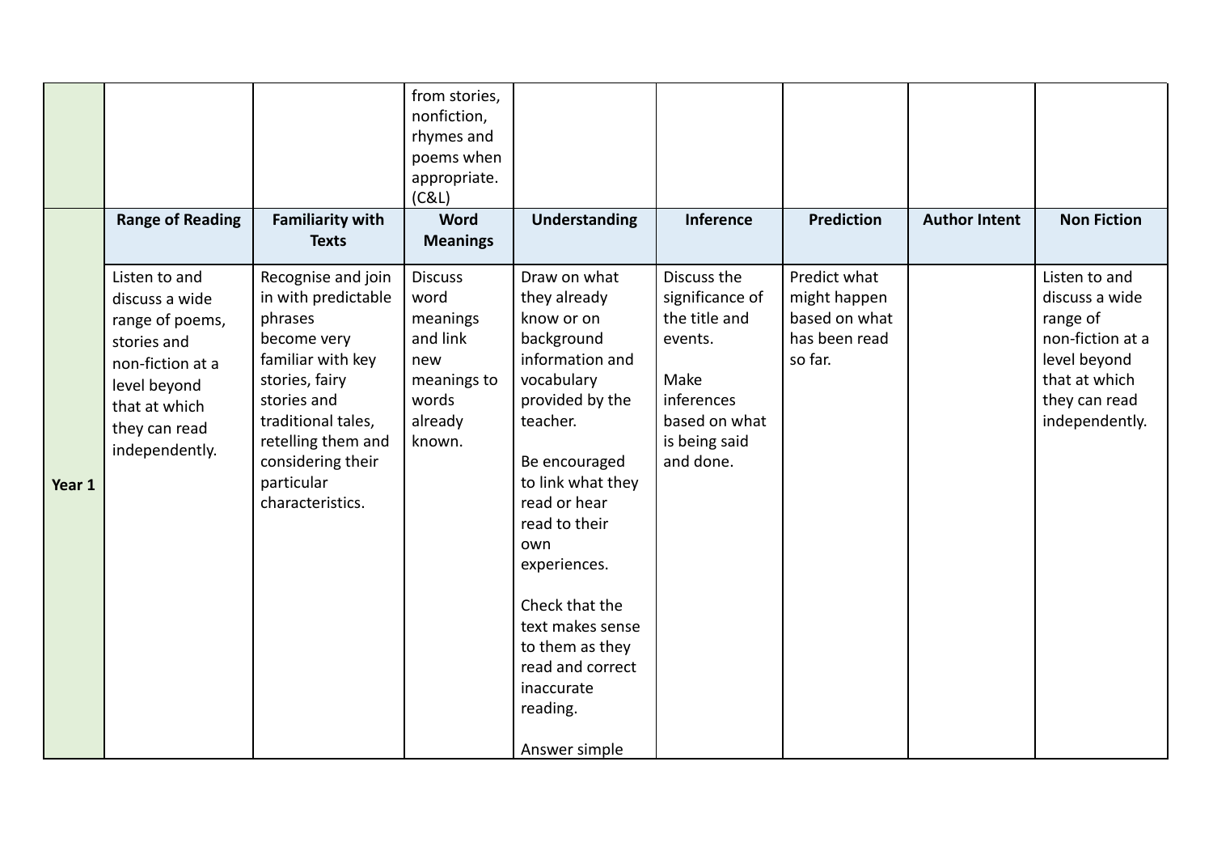|  |  |  | from stories, nonfiction, rhymes and poems when appropriate. (C&L) |  |  |  |  |  |
|---|---|---|---|---|---|---|---|---|
| **Year 1** | **Range of Reading** | **Familiarity with Texts** | **Word Meanings** | **Understanding** | **Inference** | **Prediction** | **Author Intent** | **Non Fiction** |
|  | Listen to and discuss a wide range of poems, stories and non-fiction at a level beyond that at which they can read independently. | Recognise and join in with predictable phrases<br>become very familiar with key stories, fairy stories and traditional tales, retelling them and considering their particular characteristics. | Discuss word meanings and link new meanings to words already known. | Draw on what they already know or on background information and vocabulary provided by the teacher.<br><br>Be encouraged to link what they read or hear read to their own experiences.<br><br>Check that the text makes sense to them as they read and correct inaccurate reading.<br><br>Answer simple | Discuss the significance of the title and events.<br><br>Make inferences based on what is being said and done. | Predict what might happen based on what has been read so far. |  | Listen to and discuss a wide range of non-fiction at a level beyond that at which they can read independently. |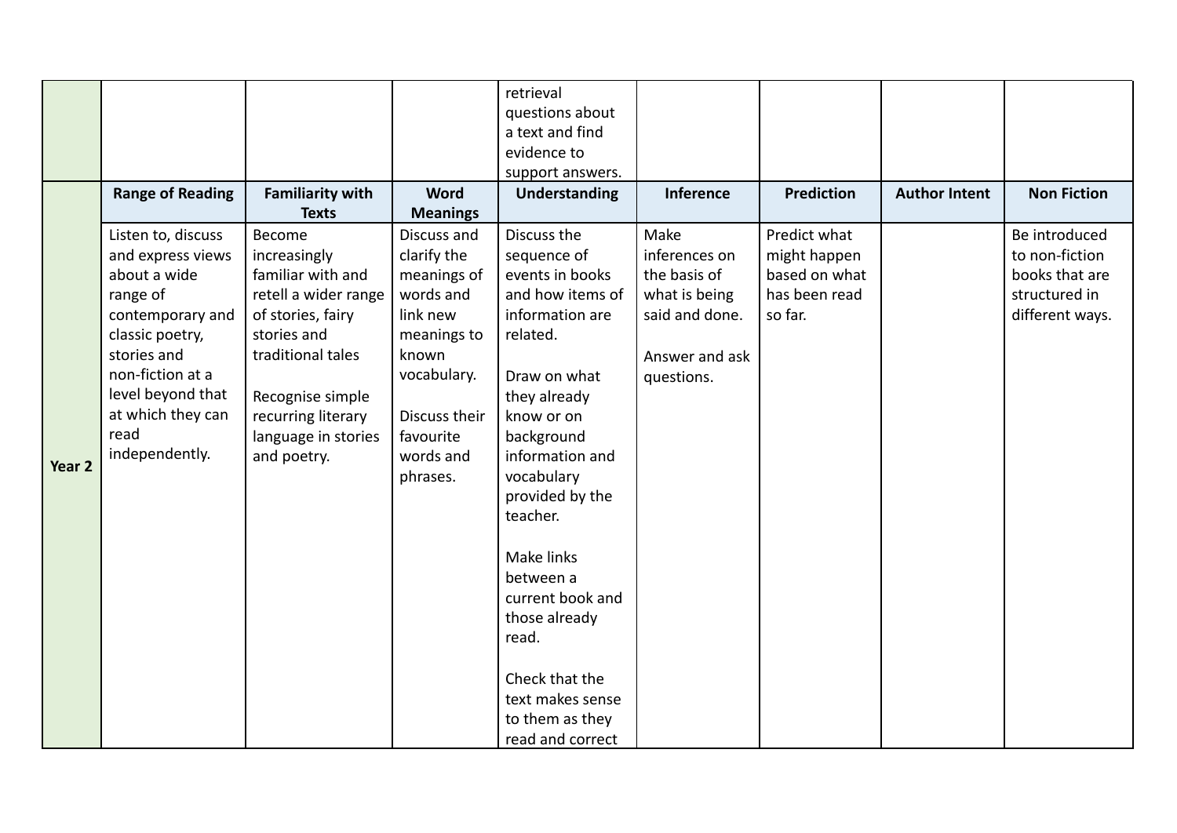| | | | | | | | | |
|---|---|---|---|---|---|---|---|---|
| | | | | retrieval questions about a text and find evidence to support answers. | | | | |
| **Year 2** | **Range of Reading** | **Familiarity with Texts** | **Word Meanings** | **Understanding** | **Inference** | **Prediction** | **Author Intent** | **Non Fiction** |
| | Listen to, discuss and express views about a wide range of contemporary and classic poetry, stories and non-fiction at a level beyond that at which they can read independently. | Become increasingly familiar with and retell a wider range of stories, fairy stories and traditional tales<br><br>Recognise simple recurring literary language in stories and poetry. | Discuss and clarify the meanings of words and link new meanings to known vocabulary.<br><br>Discuss their favourite words and phrases. | Discuss the sequence of events in books and how items of information are related.<br><br>Draw on what they already know or on background information and vocabulary provided by the teacher.<br><br>Make links between a current book and those already read.<br><br>Check that the text makes sense to them as they read and correct | Make inferences on the basis of what is being said and done.<br><br>Answer and ask questions. | Predict what might happen based on what has been read so far. | | Be introduced to non-fiction books that are structured in different ways. |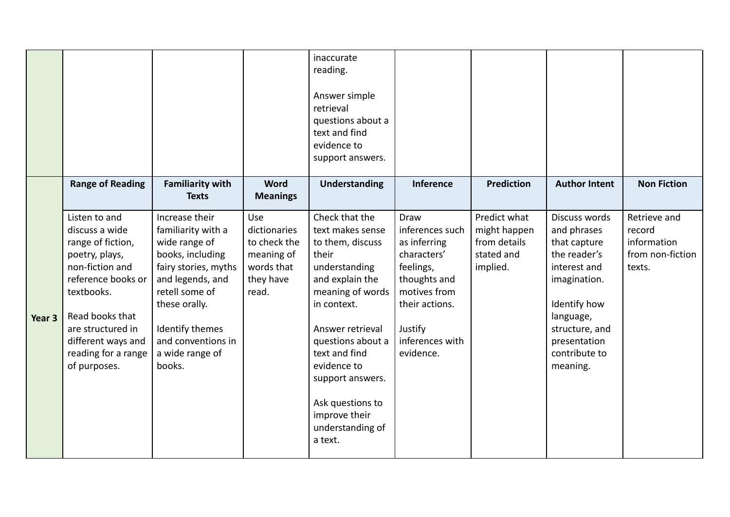| | | | | | | | | |
|---|---|---|---|---|---|---|---|---|
| | | | | inaccurate reading.<br><br>Answer simple retrieval questions about a text and find evidence to support answers. | | | | |
| **Year 3** | **Range of Reading** | **Familiarity with Texts** | **Word Meanings** | **Understanding** | **Inference** | **Prediction** | **Author Intent** | **Non Fiction** |
| | Listen to and discuss a wide range of fiction, poetry, plays, non-fiction and reference books or textbooks.<br><br>Read books that are structured in different ways and reading for a range of purposes. | Increase their familiarity with a wide range of books, including fairy stories, myths and legends, and retell some of these orally.<br><br>Identify themes and conventions in a wide range of books. | Use dictionaries to check the meaning of words that they have read. | Check that the text makes sense to them, discuss their understanding and explain the meaning of words in context.<br><br>Answer retrieval questions about a text and find evidence to support answers.<br><br>Ask questions to improve their understanding of a text. | Draw inferences such as inferring characters' feelings, thoughts and motives from their actions.<br><br>Justify inferences with evidence. | Predict what might happen from details stated and implied. | Discuss words and phrases that capture the reader's interest and imagination.<br><br>Identify how language, structure, and presentation contribute to meaning. | Retrieve and record information from non-fiction texts. |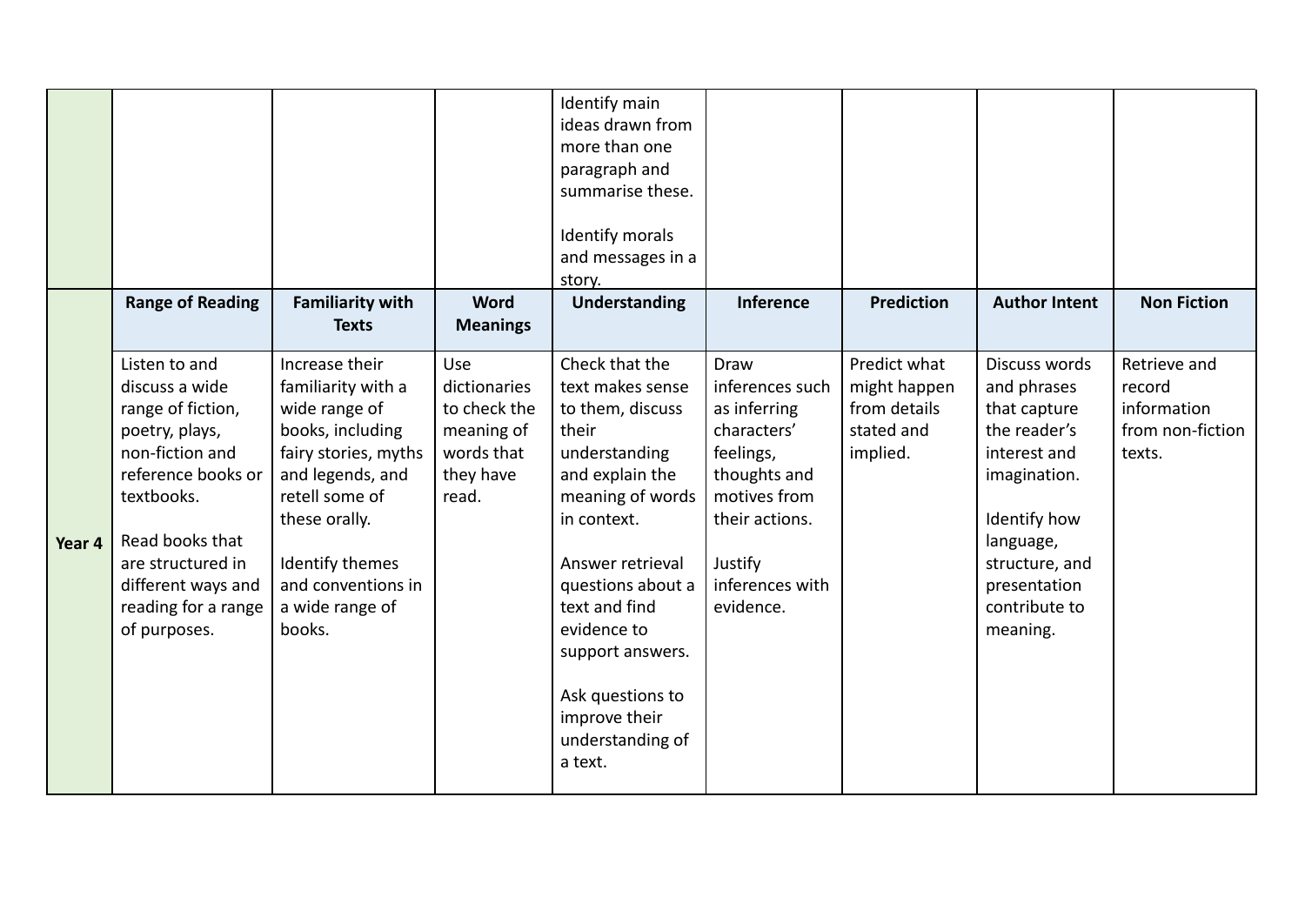| | | | | | | | | |
|---|---|---|---|---|---|---|---|---|
| | | | | Identify main ideas drawn from more than one paragraph and summarise these.<br><br>Identify morals and messages in a story. | | | | |
| **Year 4** | **Range of Reading** | **Familiarity with Texts** | **Word Meanings** | **Understanding** | **Inference** | **Prediction** | **Author Intent** | **Non Fiction** |
| | Listen to and discuss a wide range of fiction, poetry, plays, non-fiction and reference books or textbooks.<br><br>Read books that are structured in different ways and reading for a range of purposes. | Increase their familiarity with a wide range of books, including fairy stories, myths and legends, and retell some of these orally.<br><br>Identify themes and conventions in a wide range of books. | Use dictionaries to check the meaning of words that they have read. | Check that the text makes sense to them, discuss their understanding and explain the meaning of words in context.<br><br>Answer retrieval questions about a text and find evidence to support answers.<br><br>Ask questions to improve their understanding of a text. | Draw inferences such as inferring characters' feelings, thoughts and motives from their actions.<br><br>Justify inferences with evidence. | Predict what might happen from details stated and implied. | Discuss words and phrases that capture the reader's interest and imagination.<br><br>Identify how language, structure, and presentation contribute to meaning. | Retrieve and record information from non-fiction texts. |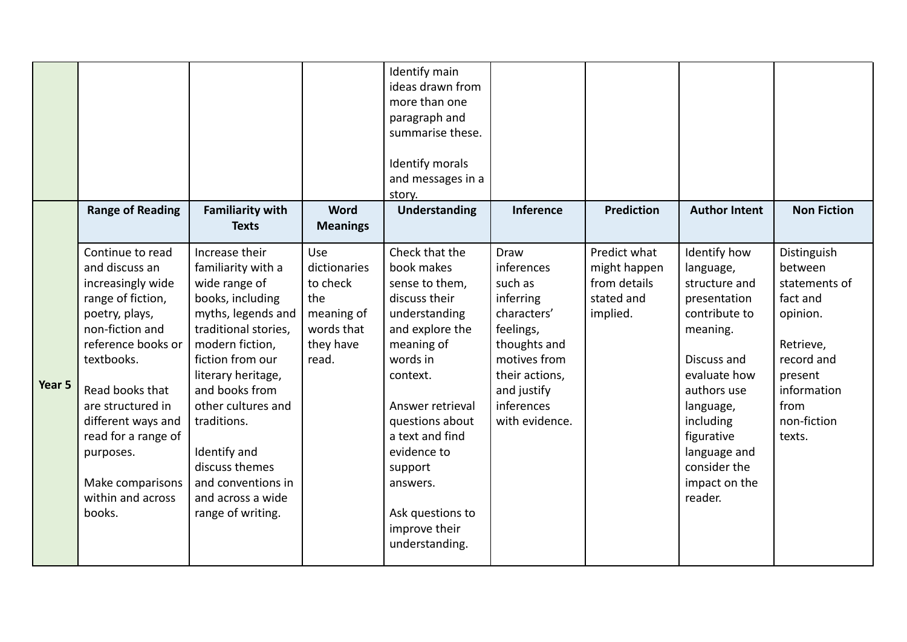| | | | | | | | | |
|---|---|---|---|---|---|---|---|---|
| | | | | Identify main ideas drawn from more than one paragraph and summarise these.<br><br>Identify morals and messages in a story. | | | | |
| **Year 5** | **Range of Reading** | **Familiarity with Texts** | **Word Meanings** | **Understanding** | **Inference** | **Prediction** | **Author Intent** | **Non Fiction** |
| | Continue to read and discuss an increasingly wide range of fiction, poetry, plays, non-fiction and reference books or textbooks.<br><br>Read books that are structured in different ways and read for a range of purposes.<br><br>Make comparisons within and across books. | Increase their familiarity with a wide range of books, including myths, legends and traditional stories, modern fiction, fiction from our literary heritage, and books from other cultures and traditions.<br><br>Identify and discuss themes and conventions in and across a wide range of writing. | Use dictionaries to check the meaning of words that they have read. | Check that the book makes sense to them, discuss their understanding and explore the meaning of words in context.<br><br>Answer retrieval questions about a text and find evidence to support answers.<br><br>Ask questions to improve their understanding. | Draw inferences such as inferring characters' feelings, thoughts and motives from their actions, and justify inferences with evidence. | Predict what might happen from details stated and implied. | Identify how language, structure and presentation contribute to meaning.<br><br>Discuss and evaluate how authors use language, including figurative language and consider the impact on the reader. | Distinguish between statements of fact and opinion.<br><br>Retrieve, record and present information from non-fiction texts. |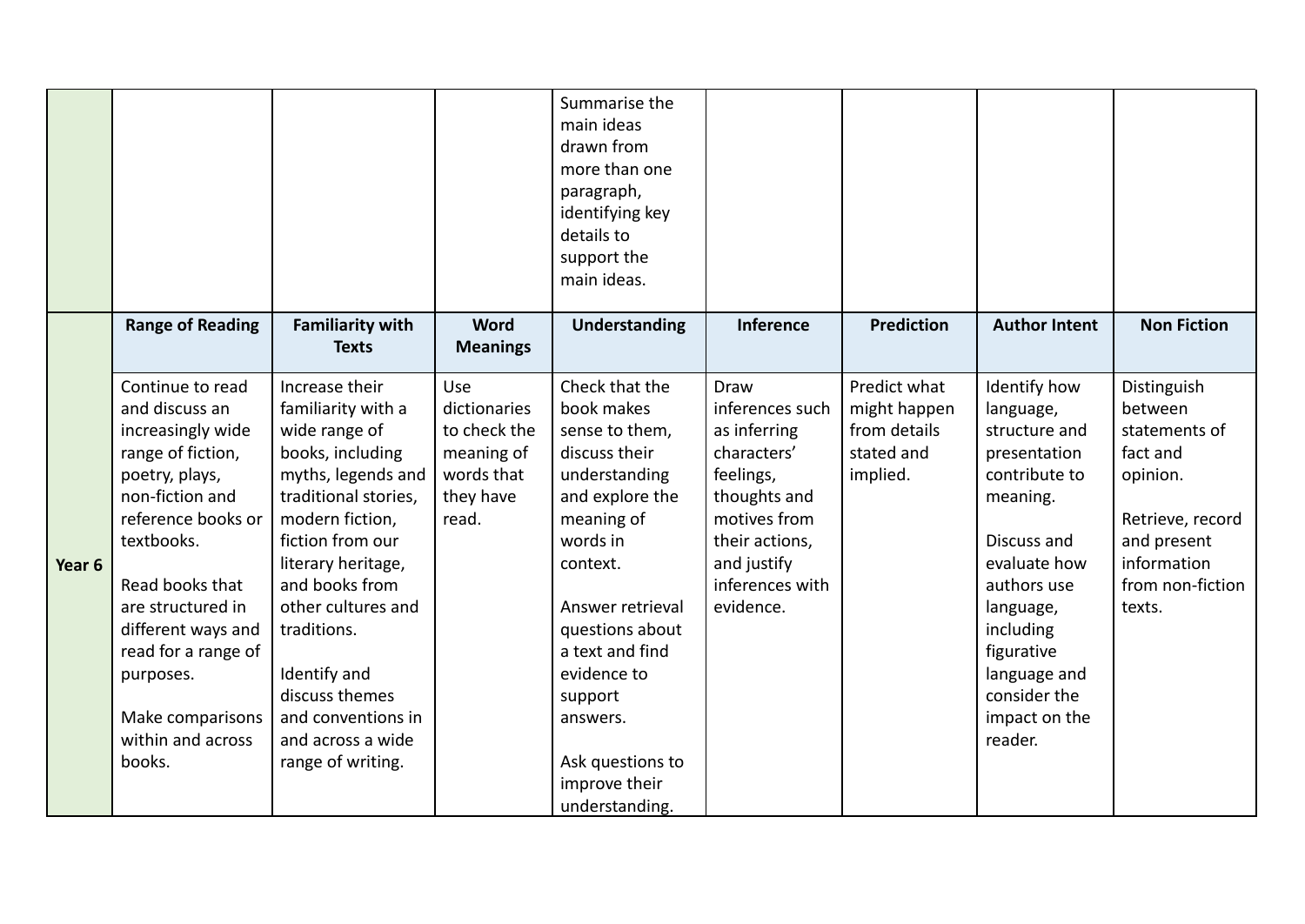| | | | | | | | | |
|---|---|---|---|---|---|---|---|---|
| | | | | Summarise the main ideas drawn from more than one paragraph, identifying key details to support the main ideas. | | | | |
| **Year 6** | **Range of Reading** | **Familiarity with Texts** | **Word Meanings** | **Understanding** | **Inference** | **Prediction** | **Author Intent** | **Non Fiction** |
| | Continue to read and discuss an increasingly wide range of fiction, poetry, plays, non-fiction and reference books or textbooks.<br><br>Read books that are structured in different ways and read for a range of purposes.<br><br>Make comparisons within and across books. | Increase their familiarity with a wide range of books, including myths, legends and traditional stories, modern fiction, fiction from our literary heritage, and books from other cultures and traditions.<br><br>Identify and discuss themes and conventions in and across a wide range of writing. | Use dictionaries to check the meaning of words that they have read. | Check that the book makes sense to them, discuss their understanding and explore the meaning of words in context.<br><br>Answer retrieval questions about a text and find evidence to support answers.<br><br>Ask questions to improve their understanding. | Draw inferences such as inferring characters' feelings, thoughts and motives from their actions, and justify inferences with evidence. | Predict what might happen from details stated and implied. | Identify how language, structure and presentation contribute to meaning.<br><br>Discuss and evaluate how authors use language, including figurative language and consider the impact on the reader. | Distinguish between statements of fact and opinion.<br><br>Retrieve, record and present information from non-fiction texts. |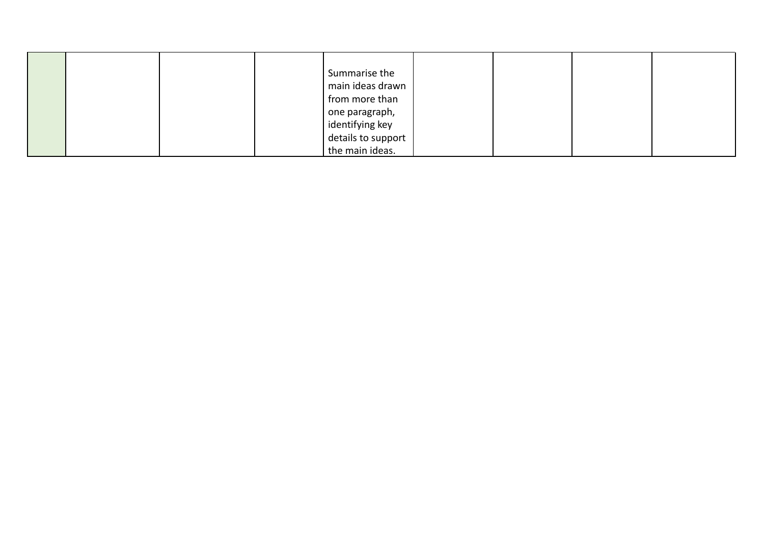| | | | | | | | | |
|---|---|---|---|---|---|---|---|---|
| | | | | Summarise the main ideas drawn from more than one paragraph, identifying key details to support the main ideas. | | | | |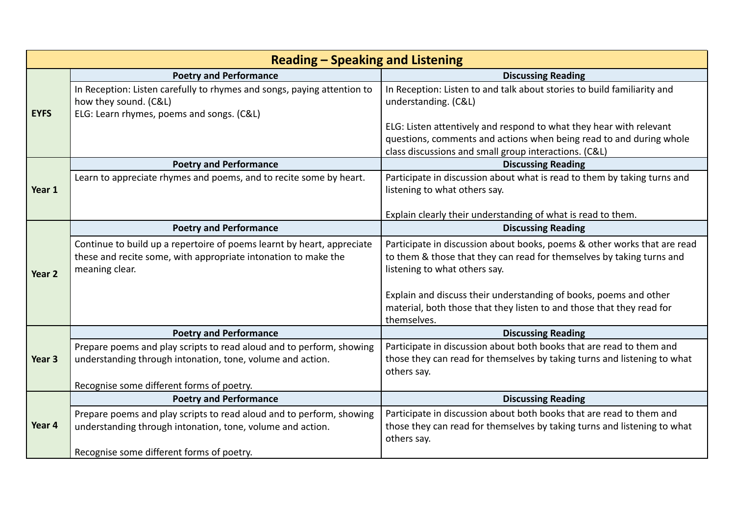| Reading – Speaking and Listening | | |
|---|---|---|
| **EYFS** | **Poetry and Performance** | **Discussing Reading** |
| | In Reception: Listen carefully to rhymes and songs, paying attention to how they sound. (C&L)<br>ELG: Learn rhymes, poems and songs. (C&L) | In Reception: Listen to and talk about stories to build familiarity and understanding. (C&L)<br><br>ELG: Listen attentively and respond to what they hear with relevant questions, comments and actions when being read to and during whole class discussions and small group interactions. (C&L) |
| **Year 1** | **Poetry and Performance** | **Discussing Reading** |
| | Learn to appreciate rhymes and poems, and to recite some by heart. | Participate in discussion about what is read to them by taking turns and listening to what others say.<br><br>Explain clearly their understanding of what is read to them. |
| **Year 2** | **Poetry and Performance** | **Discussing Reading** |
| | Continue to build up a repertoire of poems learnt by heart, appreciate these and recite some, with appropriate intonation to make the meaning clear. | Participate in discussion about books, poems & other works that are read to them & those that they can read for themselves by taking turns and listening to what others say.<br><br>Explain and discuss their understanding of books, poems and other material, both those that they listen to and those that they read for themselves. |
| **Year 3** | **Poetry and Performance** | **Discussing Reading** |
| | Prepare poems and play scripts to read aloud and to perform, showing understanding through intonation, tone, volume and action.<br><br>Recognise some different forms of poetry. | Participate in discussion about both books that are read to them and those they can read for themselves by taking turns and listening to what others say. |
| **Year 4** | **Poetry and Performance** | **Discussing Reading** |
| | Prepare poems and play scripts to read aloud and to perform, showing understanding through intonation, tone, volume and action.<br><br>Recognise some different forms of poetry. | Participate in discussion about both books that are read to them and those they can read for themselves by taking turns and listening to what others say. |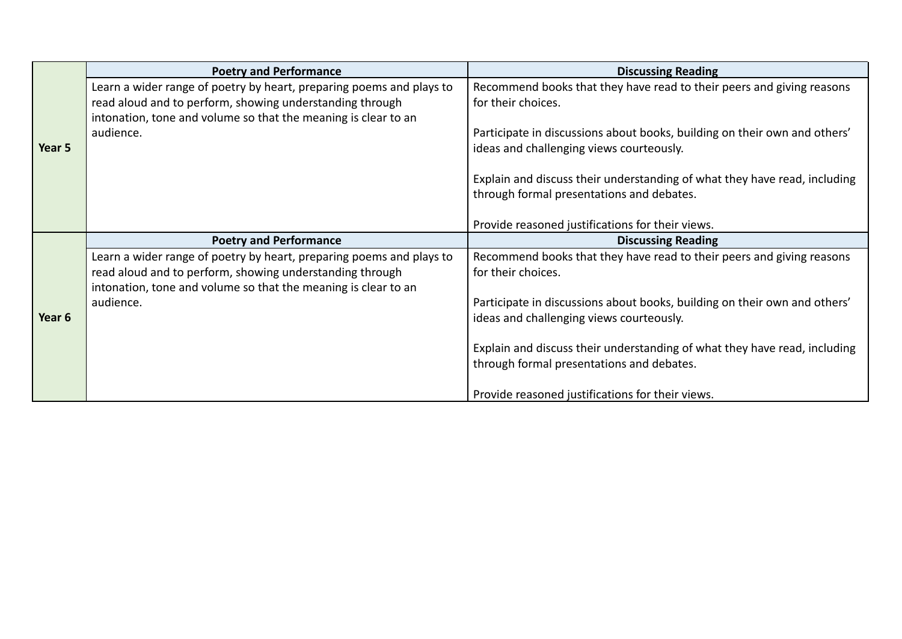| | | |
|---|---|---|
| **Year 5** | **Poetry and Performance** | **Discussing Reading** |
| | Learn a wider range of poetry by heart, preparing poems and plays to read aloud and to perform, showing understanding through intonation, tone and volume so that the meaning is clear to an audience. | Recommend books that they have read to their peers and giving reasons for their choices.<br><br>Participate in discussions about books, building on their own and others' ideas and challenging views courteously.<br><br>Explain and discuss their understanding of what they have read, including through formal presentations and debates.<br><br>Provide reasoned justifications for their views. |
| **Year 6** | **Poetry and Performance** | **Discussing Reading** |
| | Learn a wider range of poetry by heart, preparing poems and plays to read aloud and to perform, showing understanding through intonation, tone and volume so that the meaning is clear to an audience. | Recommend books that they have read to their peers and giving reasons for their choices.<br><br>Participate in discussions about books, building on their own and others' ideas and challenging views courteously.<br><br>Explain and discuss their understanding of what they have read, including through formal presentations and debates.<br><br>Provide reasoned justifications for their views. |